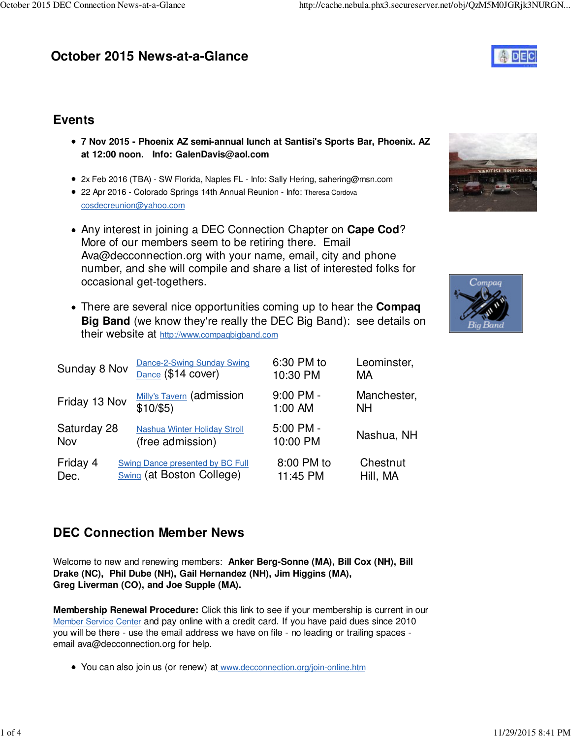# October 2015 News-at-a-Glance

## Events

- **7 Nov 2015 - Phoenix AZ semi-annual lunch at Santisi's Sports Bar, Phoenix. AZ at 12:00 noon. Info: GalenDavis@aol.com**

- 2x Feb 2016 (TBA) - SW Florida, Naples FL - Info: Sally Hering, sahering@msn.com
- 22 Apr 2016 - Colorado Springs 14th Annual Reunion - Info: Theresa Cordova cosdecreunion@yahoo.com

- Any interest in joining a DEC Connection Chapter on **Cape Cod**? More of our members seem to be retiring there. Email Ava@decconnection.org with your name, email, city and phone number, and she will compile and share a list of interested folks for occasional get-togethers.

- There are several nice opportunities coming up to hear the **Compaq Big Band** (we know they're really the DEC Big Band): see details on their website at http://www.compaqbigband.com

| | | | |
|---|---|---|---|
| Sunday 8 Nov | Dance-2-Swing Sunday Swing Dance ($14 cover) | 6:30 PM to 10:30 PM | Leominster, MA |
| Friday 13 Nov | Milly's Tavern (admission $10/$5) | 9:00 PM - 1:00 AM | Manchester, NH |
| Saturday 28 Nov | Nashua Winter Holiday Stroll (free admission) | 5:00 PM - 10:00 PM | Nashua, NH |
| Friday 4 Dec. | Swing Dance presented by BC Full Swing (at Boston College) | 8:00 PM to 11:45 PM | Chestnut Hill, MA |

## DEC Connection Member News

Welcome to new and renewing members: **Anker Berg-Sonne (MA), Bill Cox (NH), Bill Drake (NC), Phil Dube (NH), Gail Hernandez (NH), Jim Higgins (MA), Greg Liverman (CO), and Joe Supple (MA).**

**Membership Renewal Procedure:** Click this link to see if your membership is current in our Member Service Center and pay online with a credit card. If you have paid dues since 2010 you will be there - use the email address we have on file - no leading or trailing spaces - email ava@decconnection.org for help.

- You can also join us (or renew) at www.decconnection.org/join-online.htm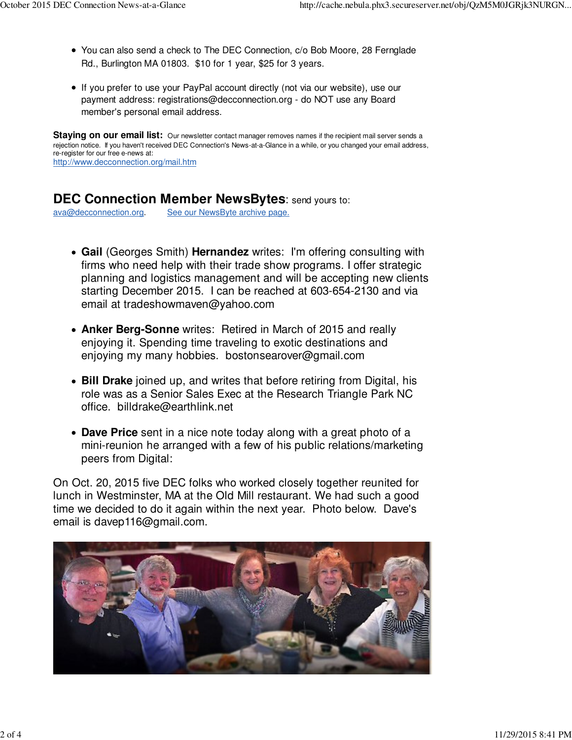- You can also send a check to The DEC Connection, c/o Bob Moore, 28 Fernglade Rd., Burlington MA 01803. $10 for 1 year, $25 for 3 years.

- If you prefer to use your PayPal account directly (not via our website), use our payment address: registrations@decconnection.org - do NOT use any Board member's personal email address.

**Staying on our email list:** Our newsletter contact manager removes names if the recipient mail server sends a rejection notice. If you haven't received DEC Connection's News-at-a-Glance in a while, or you changed your email address, re-register for our free e-news at:
http://www.decconnection.org/mail.htm

## DEC Connection Member NewsBytes: send yours to:

ava@decconnection.org. See our NewsByte archive page.

- **Gail** (Georges Smith) **Hernandez** writes: I'm offering consulting with firms who need help with their trade show programs. I offer strategic planning and logistics management and will be accepting new clients starting December 2015. I can be reached at 603-654-2130 and via email at tradeshowmaven@yahoo.com

- **Anker Berg-Sonne** writes: Retired in March of 2015 and really enjoying it. Spending time traveling to exotic destinations and enjoying my many hobbies. bostonsearover@gmail.com

- **Bill Drake** joined up, and writes that before retiring from Digital, his role was as a Senior Sales Exec at the Research Triangle Park NC office. billdrake@earthlink.net

- **Dave Price** sent in a nice note today along with a great photo of a mini-reunion he arranged with a few of his public relations/marketing peers from Digital:

On Oct. 20, 2015 five DEC folks who worked closely together reunited for lunch in Westminster, MA at the Old Mill restaurant. We had such a good time we decided to do it again within the next year. Photo below. Dave's email is davep116@gmail.com.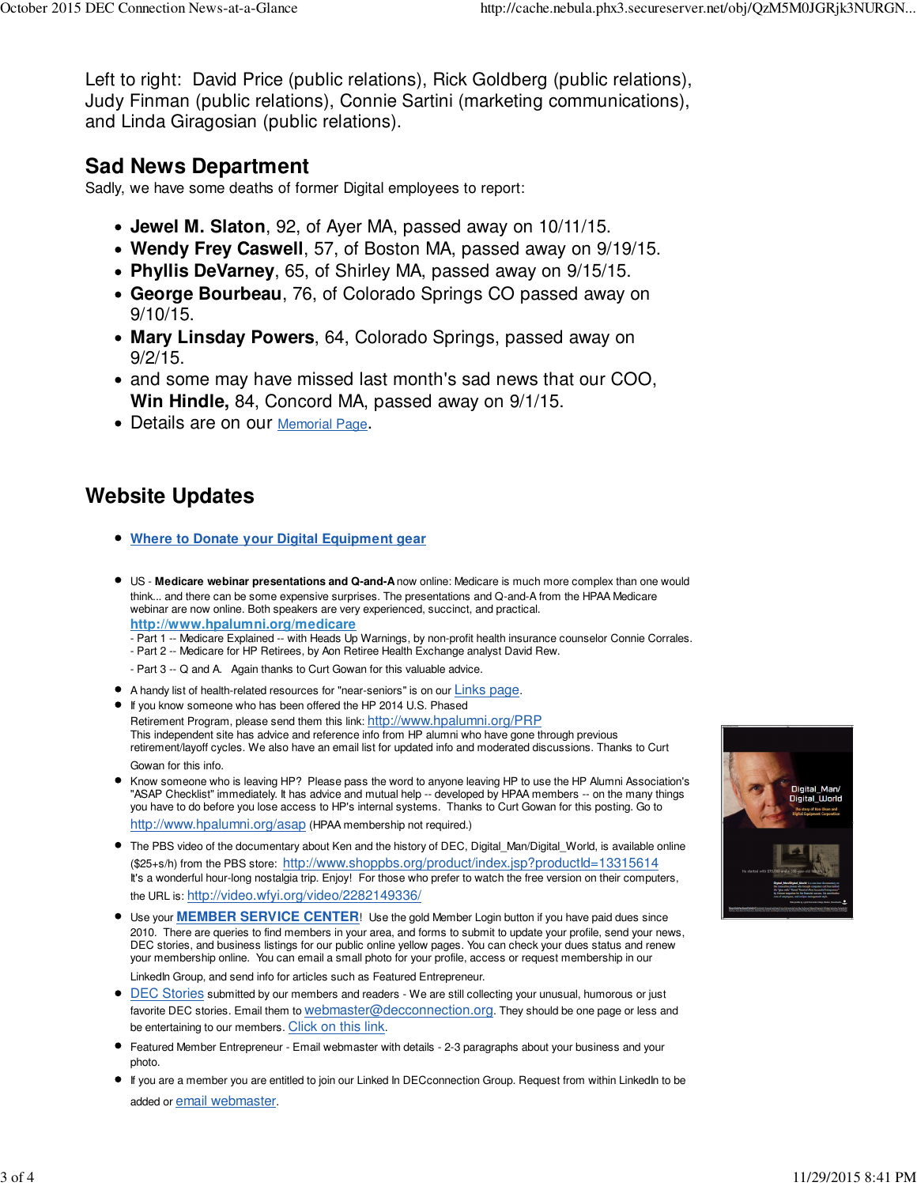Left to right: David Price (public relations), Rick Goldberg (public relations), Judy Finman (public relations), Connie Sartini (marketing communications), and Linda Giragosian (public relations).

## Sad News Department

Sadly, we have some deaths of former Digital employees to report:

- **Jewel M. Slaton**, 92, of Ayer MA, passed away on 10/11/15.
- **Wendy Frey Caswell**, 57, of Boston MA, passed away on 9/19/15.
- **Phyllis DeVarney**, 65, of Shirley MA, passed away on 9/15/15.
- **George Bourbeau**, 76, of Colorado Springs CO passed away on 9/10/15.
- **Mary Linsday Powers**, 64, Colorado Springs, passed away on 9/2/15.
- and some may have missed last month's sad news that our COO, **Win Hindle,** 84, Concord MA, passed away on 9/1/15.
- Details are on our Memorial Page.

## Website Updates

- **Where to Donate your Digital Equipment gear**

- US - **Medicare webinar presentations and Q-and-A** now online: Medicare is much more complex than one would think... and there can be some expensive surprises. The presentations and Q-and-A from the HPAA Medicare webinar are now online. Both speakers are very experienced, succinct, and practical.
  **http://www.hpalumni.org/medicare**
  - Part 1 -- Medicare Explained -- with Heads Up Warnings, by non-profit health insurance counselor Connie Corrales.
  - Part 2 -- Medicare for HP Retirees, by Aon Retiree Health Exchange analyst David Rew.
  - Part 3 -- Q and A. Again thanks to Curt Gowan for this valuable advice.
- A handy list of health-related resources for "near-seniors" is on our Links page.
- If you know someone who has been offered the HP 2014 U.S. Phased Retirement Program, please send them this link: http://www.hpalumni.org/PRP
  This independent site has advice and reference info from HP alumni who have gone through previous retirement/layoff cycles. We also have an email list for updated info and moderated discussions. Thanks to Curt Gowan for this info.
- Know someone who is leaving HP? Please pass the word to anyone leaving HP to use the HP Alumni Association's "ASAP Checklist" immediately. It has advice and mutual help -- developed by HPAA members -- on the many things you have to do before you lose access to HP's internal systems. Thanks to Curt Gowan for this posting. Go to http://www.hpalumni.org/asap (HPAA membership not required.)
- The PBS video of the documentary about Ken and the history of DEC, Digital_Man/Digital_World, is available online ($25+s/h) from the PBS store: http://www.shoppbs.org/product/index.jsp?productId=13315614
  It's a wonderful hour-long nostalgia trip. Enjoy! For those who prefer to watch the free version on their computers, the URL is: http://video.wfyi.org/video/2282149336/
- Use your **MEMBER SERVICE CENTER**! Use the gold Member Login button if you have paid dues since 2010. There are queries to find members in your area, and forms to submit to update your profile, send your news, DEC stories, and business listings for our public online yellow pages. You can check your dues status and renew your membership online. You can email a small photo for your profile, access or request membership in our LinkedIn Group, and send info for articles such as Featured Entrepreneur.
- DEC Stories submitted by our members and readers - We are still collecting your unusual, humorous or just favorite DEC stories. Email them to webmaster@decconnection.org. They should be one page or less and be entertaining to our members. Click on this link.
- Featured Member Entrepreneur - Email webmaster with details - 2-3 paragraphs about your business and your photo.
- If you are a member you are entitled to join our Linked In DECconnection Group. Request from within LinkedIn to be added or email webmaster.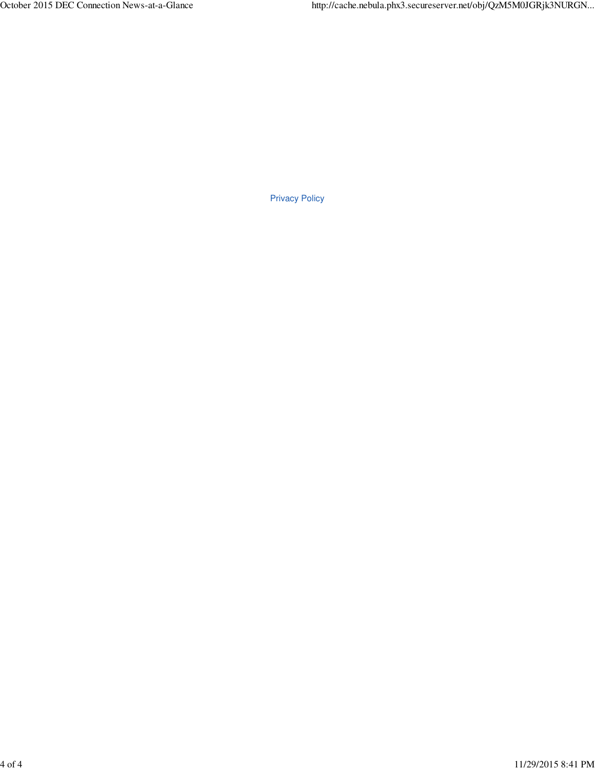Privacy Policy